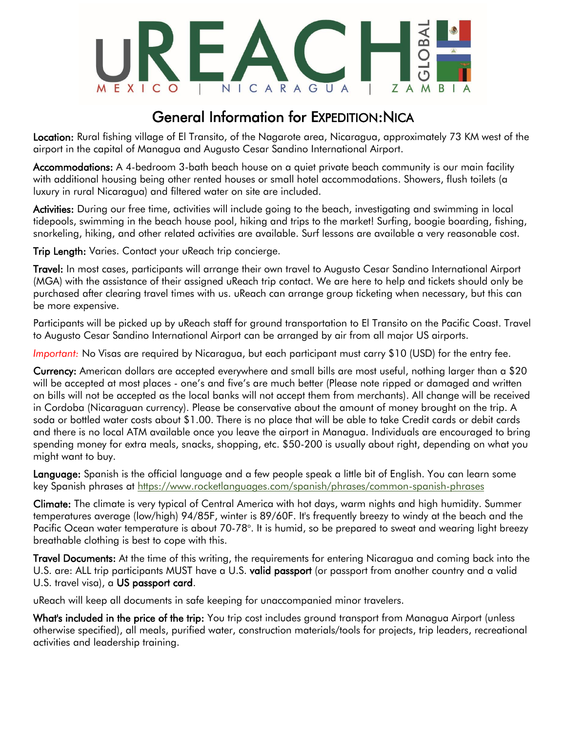uREACH GLOBAL

MEXICO | NICARAGUA | ZAMBIA

# General Information for EXPEDITION:NICA

**Location:** Rural fishing village of El Transito, of the Nagarote area, Nicaragua, approximately 73 KM west of the airport in the capital of Managua and Augusto Cesar Sandino International Airport.

**Accommodations:** A 4-bedroom 3-bath beach house on a quiet private beach community is our main facility with additional housing being other rented houses or small hotel accommodations. Showers, flush toilets (a luxury in rural Nicaragua) and filtered water on site are included.

**Activities:** During our free time, activities will include going to the beach, investigating and swimming in local tidepools, swimming in the beach house pool, hiking and trips to the market! Surfing, boogie boarding, fishing, snorkeling, hiking, and other related activities are available. Surf lessons are available a very reasonable cost.

**Trip Length:** Varies. Contact your uReach trip concierge.

**Travel:** In most cases, participants will arrange their own travel to Augusto Cesar Sandino International Airport (MGA) with the assistance of their assigned uReach trip contact. We are here to help and tickets should only be purchased after clearing travel times with us. uReach can arrange group ticketing when necessary, but this can be more expensive.

Participants will be picked up by uReach staff for ground transportation to El Transito on the Pacific Coast. Travel to Augusto Cesar Sandino International Airport can be arranged by air from all major US airports.

*Important:* No Visas are required by Nicaragua, but each participant must carry $10 (USD) for the entry fee.

**Currency:** American dollars are accepted everywhere and small bills are most useful, nothing larger than a $20 will be accepted at most places - one's and five's are much better (Please note ripped or damaged and written on bills will not be accepted as the local banks will not accept them from merchants). All change will be received in Cordoba (Nicaraguan currency). Please be conservative about the amount of money brought on the trip. A soda or bottled water costs about $1.00. There is no place that will be able to take Credit cards or debit cards and there is no local ATM available once you leave the airport in Managua. Individuals are encouraged to bring spending money for extra meals, snacks, shopping, etc. $50-200 is usually about right, depending on what you might want to buy.

**Language:** Spanish is the official language and a few people speak a little bit of English. You can learn some key Spanish phrases at https://www.rocketlanguages.com/spanish/phrases/common-spanish-phrases

**Climate:** The climate is very typical of Central America with hot days, warm nights and high humidity. Summer temperatures average (low/high) 94/85F, winter is 89/60F. It's frequently breezy to windy at the beach and the Pacific Ocean water temperature is about 70-78°. It is humid, so be prepared to sweat and wearing light breezy breathable clothing is best to cope with this.

**Travel Documents:** At the time of this writing, the requirements for entering Nicaragua and coming back into the U.S. are: ALL trip participants MUST have a U.S. **valid passport** (or passport from another country and a valid U.S. travel visa), a **US passport card**.

uReach will keep all documents in safe keeping for unaccompanied minor travelers.

**What's included in the price of the trip:** You trip cost includes ground transport from Managua Airport (unless otherwise specified), all meals, purified water, construction materials/tools for projects, trip leaders, recreational activities and leadership training.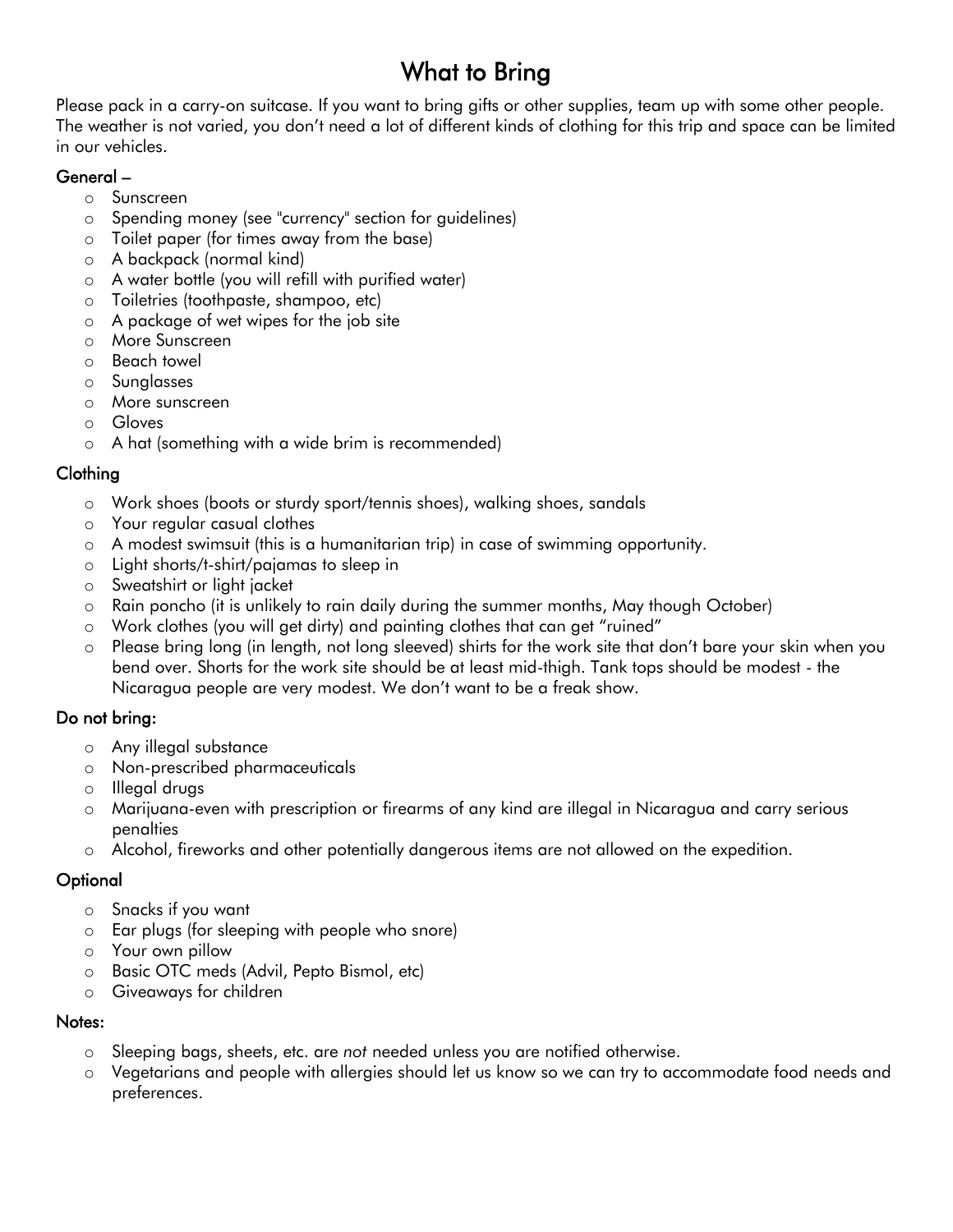# What to Bring

Please pack in a carry-on suitcase. If you want to bring gifts or other supplies, team up with some other people. The weather is not varied, you don't need a lot of different kinds of clothing for this trip and space can be limited in our vehicles.

## General –

- Sunscreen
- Spending money (see "currency" section for guidelines)
- Toilet paper (for times away from the base)
- A backpack (normal kind)
- A water bottle (you will refill with purified water)
- Toiletries (toothpaste, shampoo, etc)
- A package of wet wipes for the job site
- More Sunscreen
- Beach towel
- Sunglasses
- More sunscreen
- Gloves
- A hat (something with a wide brim is recommended)

## Clothing

- Work shoes (boots or sturdy sport/tennis shoes), walking shoes, sandals
- Your regular casual clothes
- A modest swimsuit (this is a humanitarian trip) in case of swimming opportunity.
- Light shorts/t-shirt/pajamas to sleep in
- Sweatshirt or light jacket
- Rain poncho (it is unlikely to rain daily during the summer months, May though October)
- Work clothes (you will get dirty) and painting clothes that can get "ruined"
- Please bring long (in length, not long sleeved) shirts for the work site that don't bare your skin when you bend over. Shorts for the work site should be at least mid-thigh. Tank tops should be modest - the Nicaragua people are very modest. We don't want to be a freak show.

## Do not bring:

- Any illegal substance
- Non-prescribed pharmaceuticals
- Illegal drugs
- Marijuana-even with prescription or firearms of any kind are illegal in Nicaragua and carry serious penalties
- Alcohol, fireworks and other potentially dangerous items are not allowed on the expedition.

## Optional

- Snacks if you want
- Ear plugs (for sleeping with people who snore)
- Your own pillow
- Basic OTC meds (Advil, Pepto Bismol, etc)
- Giveaways for children

## Notes:

- Sleeping bags, sheets, etc. are *not* needed unless you are notified otherwise.
- Vegetarians and people with allergies should let us know so we can try to accommodate food needs and preferences.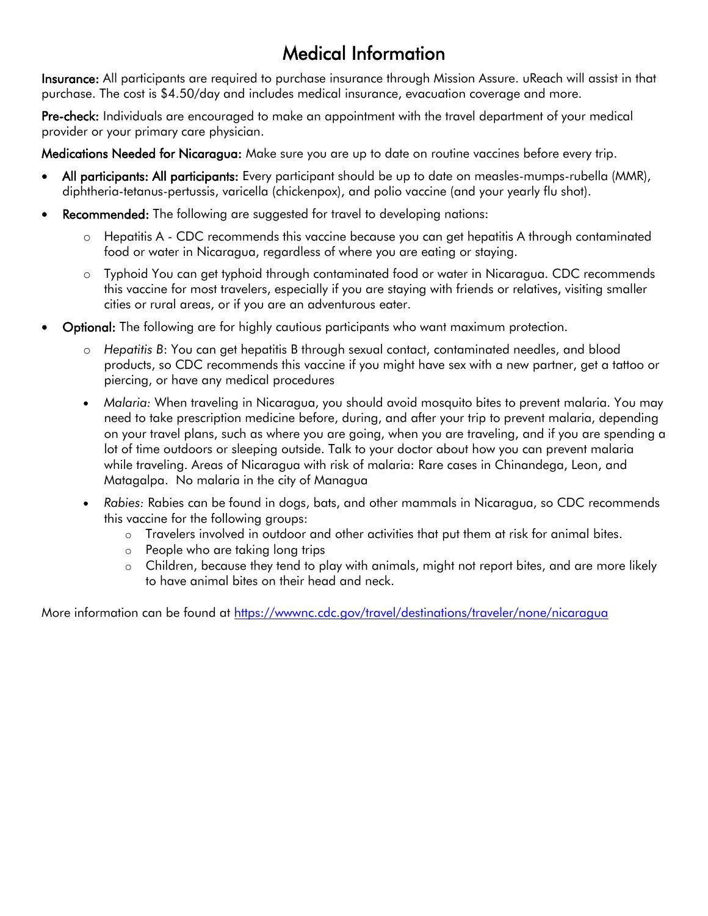# Medical Information

**Insurance:** All participants are required to purchase insurance through Mission Assure. uReach will assist in that purchase. The cost is $4.50/day and includes medical insurance, evacuation coverage and more.

**Pre-check:** Individuals are encouraged to make an appointment with the travel department of your medical provider or your primary care physician.

**Medications Needed for Nicaragua:** Make sure you are up to date on routine vaccines before every trip.

- **All participants: All participants:** Every participant should be up to date on measles-mumps-rubella (MMR), diphtheria-tetanus-pertussis, varicella (chickenpox), and polio vaccine (and your yearly flu shot).
- **Recommended:** The following are suggested for travel to developing nations:
  - Hepatitis A - CDC recommends this vaccine because you can get hepatitis A through contaminated food or water in Nicaragua, regardless of where you are eating or staying.
  - Typhoid You can get typhoid through contaminated food or water in Nicaragua. CDC recommends this vaccine for most travelers, especially if you are staying with friends or relatives, visiting smaller cities or rural areas, or if you are an adventurous eater.
- **Optional:** The following are for highly cautious participants who want maximum protection.
  - *Hepatitis B*: You can get hepatitis B through sexual contact, contaminated needles, and blood products, so CDC recommends this vaccine if you might have sex with a new partner, get a tattoo or piercing, or have any medical procedures
  - *Malaria:* When traveling in Nicaragua, you should avoid mosquito bites to prevent malaria. You may need to take prescription medicine before, during, and after your trip to prevent malaria, depending on your travel plans, such as where you are going, when you are traveling, and if you are spending a lot of time outdoors or sleeping outside. Talk to your doctor about how you can prevent malaria while traveling. Areas of Nicaragua with risk of malaria: Rare cases in Chinandega, Leon, and Matagalpa. No malaria in the city of Managua
  - *Rabies:* Rabies can be found in dogs, bats, and other mammals in Nicaragua, so CDC recommends this vaccine for the following groups:
    - Travelers involved in outdoor and other activities that put them at risk for animal bites.
    - People who are taking long trips
    - Children, because they tend to play with animals, might not report bites, and are more likely to have animal bites on their head and neck.

More information can be found at [https://wwwnc.cdc.gov/travel/destinations/traveler/none/nicaragua](https://wwwnc.cdc.gov/travel/destinations/traveler/none/nicaragua)